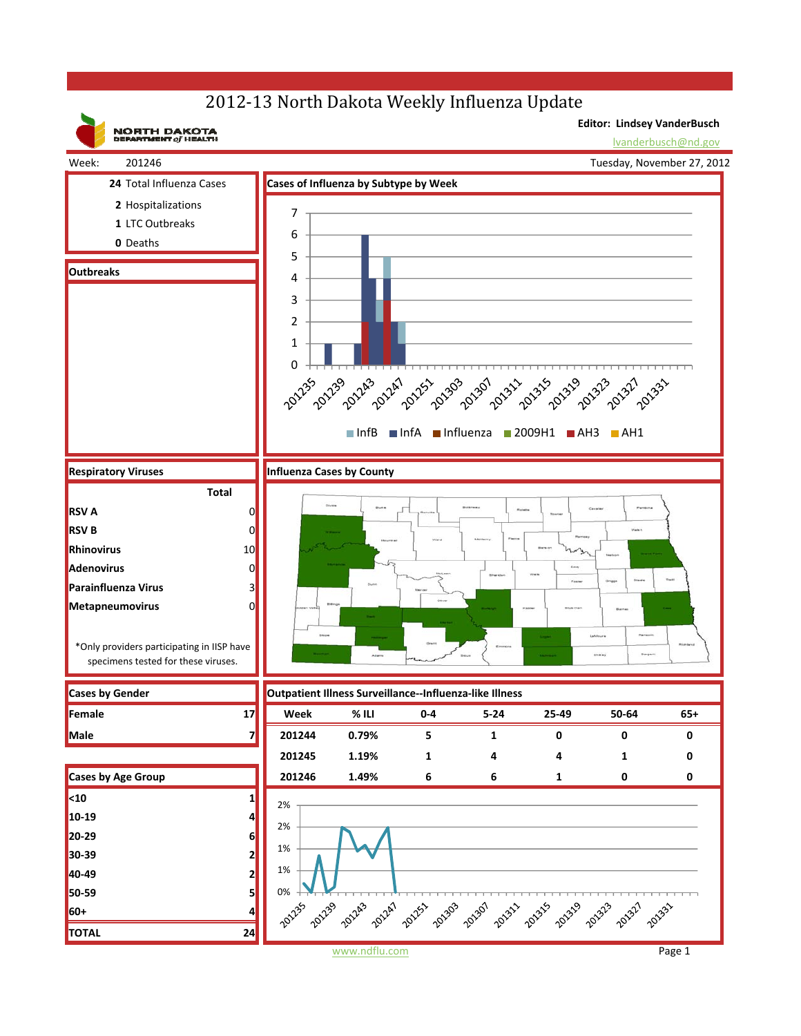# 2012-13 North Dakota Weekly Influenza Update

NORTH DAKOTA DEPARTMENT of HEALTH

**Editor: Lindsey VanderBusch**
lvanderbusch@nd.gov

Week: 201246 — Tuesday, November 27, 2012

| | |
|---|---|
| **24** | Total Influenza Cases |
| **2** | Hospitalizations |
| **1** | LTC Outbreaks |
| **0** | Deaths |

## Outbreaks

## Cases of Influenza by Subtype by Week

Legend: InfB, InfA, Influenza, 2009H1, AH3, AH1

## Respiratory Viruses

| | Total |
|---|---|
| **RSV A** | 0 |
| **RSV B** | 0 |
| **Rhinovirus** | 10 |
| **Adenovirus** | 0 |
| **Parainfluenza Virus** | 3 |
| **Metapneumovirus** | 0 |

*Only providers participating in IISP have specimens tested for these viruses.

## Influenza Cases by County

## Cases by Gender

| | |
|---|---|
| **Female** | 17 |
| **Male** | 7 |

## Cases by Age Group

| | |
|---|---|
| **<10** | 1 |
| **10-19** | 4 |
| **20-29** | 6 |
| **30-39** | 2 |
| **40-49** | 2 |
| **50-59** | 5 |
| **60+** | 4 |
| **TOTAL** | 24 |

## Outpatient Illness Surveillance--Influenza-like Illness

| Week | % ILI | 0-4 | 5-24 | 25-49 | 50-64 | 65+ |
|---|---|---|---|---|---|---|
| 201244 | 0.79% | 5 | 1 | 0 | 0 | 0 |
| 201245 | 1.19% | 1 | 4 | 4 | 1 | 0 |
| 201246 | 1.49% | 6 | 6 | 1 | 0 | 0 |

www.ndflu.com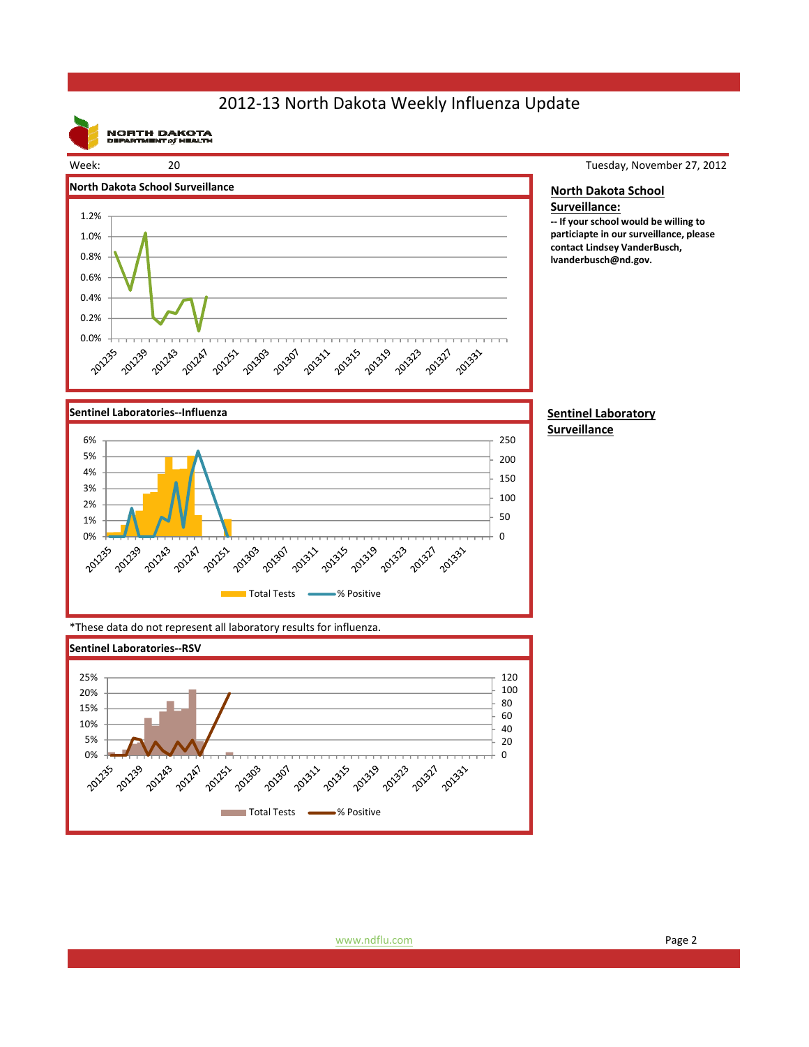# 2012-13 North Dakota Weekly Influenza Update

NORTH DAKOTA DEPARTMENT of HEALTH

Week: 20

Tuesday, November 27, 2012

**North Dakota School Surveillance**

1.2%
1.0%
0.8%
0.6%
0.4%
0.2%
0.0%

201235 201239 201243 201247 201251 201303 201307 201311 201315 201319 201323 201327 201331

## North Dakota School Surveillance:

**-- If your school would be willing to particiapte in our surveillance, please contact Lindsey VanderBusch, lvanderbusch@nd.gov.**

**Sentinel Laboratories--Influenza**

6% 5% 4% 3% 2% 1% 0%

250 200 150 100 50 0

201235 201239 201243 201247 201251 201303 201307 201311 201315 201319 201323 201327 201331

Total Tests
% Positive

## Sentinel Laboratory Surveillance

*These data do not represent all laboratory results for influenza.

**Sentinel Laboratories--RSV**

25% 20% 15% 10% 5% 0%

120 100 80 60 40 20 0

201235 201239 201243 201247 201251 201303 201307 201311 201315 201319 201323 201327 201331

Total Tests
% Positive

www.ndflu.com